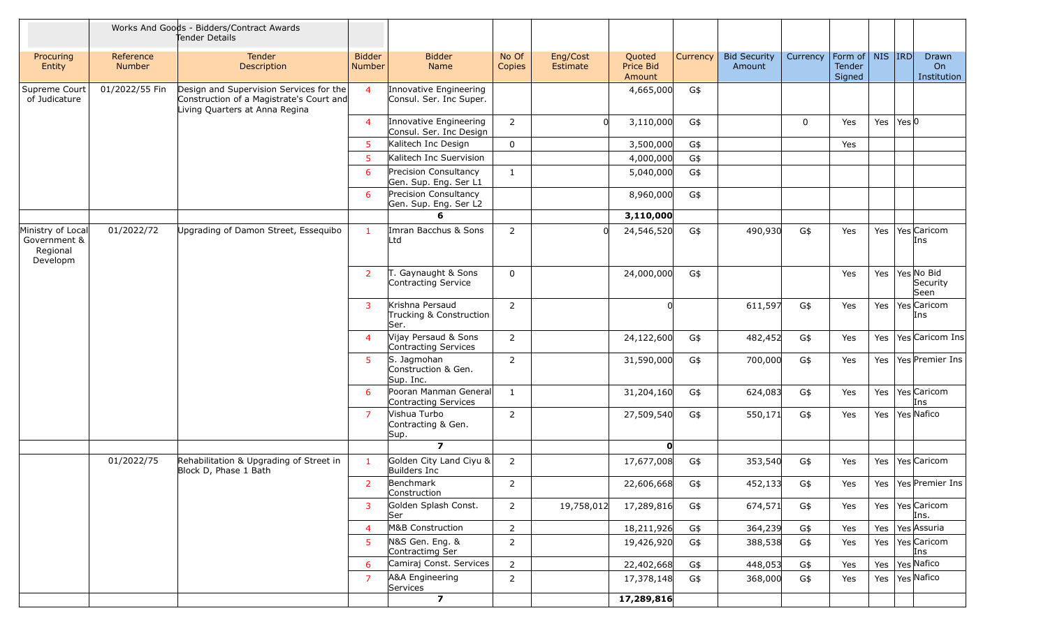| | | Works And Goods - Bidders/Contract Awards Tender Details | | | | | | | | | | | | |
|---|---|---|---|---|---|---|---|---|---|---|---|---|---|---|
| Procuring Entity | Reference Number | Tender Description | Bidder Number | Bidder Name | No Of Copies | Eng/Cost Estimate | Quoted Price Bid Amount | Currency | Bid Security Amount | Currency | Form of Tender Signed | NIS | IRD | Drawn On Institution |
| Supreme Court of Judicature | 01/2022/55 Fin | Design and Supervision Services for the Construction of a Magistrate's Court and Living Quarters at Anna Regina | 4 | Innovative Engineering Consul. Ser. Inc Super. | | | 4,665,000 | G$ | | | | | | |
| | | | 4 | Innovative Engineering Consul. Ser. Inc Design | 2 | 0 | 3,110,000 | G$ | | 0 | Yes | Yes | Yes | 0 |
| | | | 5 | Kalitech Inc Design | 0 | | 3,500,000 | G$ | | | Yes | | | |
| | | | 5 | Kalitech Inc Suervision | | | 4,000,000 | G$ | | | | | | |
| | | | 6 | Precision Consultancy Gen. Sup. Eng. Ser L1 | 1 | | 5,040,000 | G$ | | | | | | |
| | | | 6 | Precision Consultancy Gen. Sup. Eng. Ser L2 | | | 8,960,000 | G$ | | | | | | |
| | | | | **6** | | | **3,110,000** | | | | | | | |
| Ministry of Local Government & Regional Developm | 01/2022/72 | Upgrading of Damon Street, Essequibo | 1 | Imran Bacchus & Sons Ltd | 2 | 0 | 24,546,520 | G$ | 490,930 | G$ | Yes | Yes | Yes | Caricom Ins |
| | | | 2 | T. Gaynaught & Sons Contracting Service | 0 | | 24,000,000 | G$ | | | Yes | Yes | Yes | No Bid Security Seen |
| | | | 3 | Krishna Persaud Trucking & Construction Ser. | 2 | | 0 | | 611,597 | G$ | Yes | Yes | Yes | Caricom Ins |
| | | | 4 | Vijay Persaud & Sons Contracting Services | 2 | | 24,122,600 | G$ | 482,452 | G$ | Yes | Yes | Yes | Caricom Ins |
| | | | 5 | S. Jagmohan Construction & Gen. Sup. Inc. | 2 | | 31,590,000 | G$ | 700,000 | G$ | Yes | Yes | Yes | Premier Ins |
| | | | 6 | Pooran Manman General Contracting Services | 1 | | 31,204,160 | G$ | 624,083 | G$ | Yes | Yes | Yes | Caricom Ins |
| | | | 7 | Vishua Turbo Contracting & Gen. Sup. | 2 | | 27,509,540 | G$ | 550,171 | G$ | Yes | Yes | Yes | Nafico |
| | | | | **7** | | | **0** | | | | | | | |
| | 01/2022/75 | Rehabilitation & Upgrading of Street in Block D, Phase 1 Bath | 1 | Golden City Land Ciyu & Builders Inc | 2 | | 17,677,008 | G$ | 353,540 | G$ | Yes | Yes | Yes | Caricom |
| | | | 2 | Benchmark Construction | 2 | | 22,606,668 | G$ | 452,133 | G$ | Yes | Yes | Yes | Premier Ins |
| | | | 3 | Golden Splash Const. Ser | 2 | 19,758,012 | 17,289,816 | G$ | 674,571 | G$ | Yes | Yes | Yes | Caricom Ins. |
| | | | 4 | M&B Construction | 2 | | 18,211,926 | G$ | 364,239 | G$ | Yes | Yes | Yes | Assuria |
| | | | 5 | N&S Gen. Eng. & Contractimg Ser | 2 | | 19,426,920 | G$ | 388,538 | G$ | Yes | Yes | Yes | Caricom Ins |
| | | | 6 | Camiraj Const. Services | 2 | | 22,402,668 | G$ | 448,053 | G$ | Yes | Yes | Yes | Nafico |
| | | | 7 | A&A Engineering Services | 2 | | 17,378,148 | G$ | 368,000 | G$ | Yes | Yes | Yes | Nafico |
| | | | | **7** | | | **17,289,816** | | | | | | | |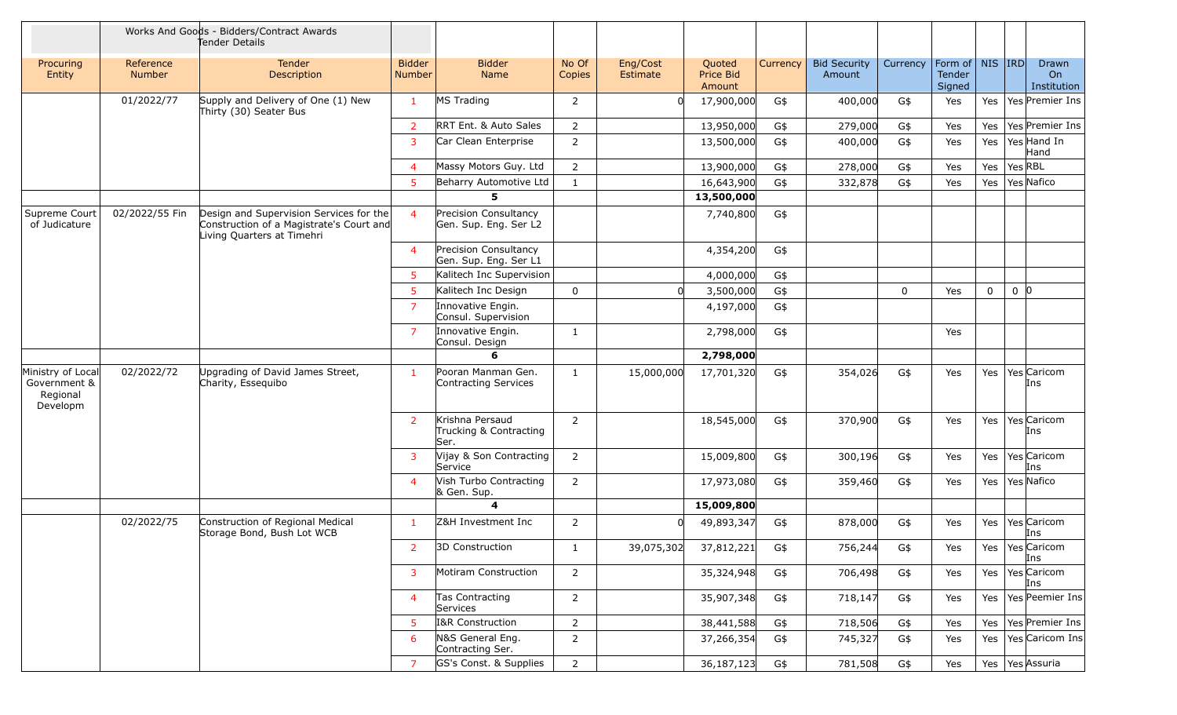| | Works And Goods - Bidders/Contract Awards Tender Details | | | | | | | | | | | | | |
|---|---|---|---|---|---|---|---|---|---|---|---|---|---|---|
| Procuring Entity | Reference Number | Tender Description | Bidder Number | Bidder Name | No Of Copies | Eng/Cost Estimate | Quoted Price Bid Amount | Currency | Bid Security Amount | Currency | Form of Tender Signed | NIS | IRD | Drawn On Institution |
| | 01/2022/77 | Supply and Delivery of One (1) New Thirty (30) Seater Bus | 1 | MS Trading | 2 | 0 | 17,900,000 | G$ | 400,000 | G$ | Yes | Yes | Yes | Premier Ins |
| | | | 2 | RRT Ent. & Auto Sales | 2 | | 13,950,000 | G$ | 279,000 | G$ | Yes | Yes | Yes | Premier Ins |
| | | | 3 | Car Clean Enterprise | 2 | | 13,500,000 | G$ | 400,000 | G$ | Yes | Yes | Yes | Hand In Hand |
| | | | 4 | Massy Motors Guy. Ltd | 2 | | 13,900,000 | G$ | 278,000 | G$ | Yes | Yes | Yes | RBL |
| | | | 5 | Beharry Automotive Ltd | 1 | | 16,643,900 | G$ | 332,878 | G$ | Yes | Yes | Yes | Nafico |
| | | | | **5** | | | **13,500,000** | | | | | | | |
| Supreme Court of Judicature | 02/2022/55 Fin | Design and Supervision Services for the Construction of a Magistrate's Court and Living Quarters at Timehri | 4 | Precision Consultancy Gen. Sup. Eng. Ser L2 | | | 7,740,800 | G$ | | | | | | |
| | | | 4 | Precision Consultancy Gen. Sup. Eng. Ser L1 | | | 4,354,200 | G$ | | | | | | |
| | | | 5 | Kalitech Inc Supervision | | | 4,000,000 | G$ | | | | | | |
| | | | 5 | Kalitech Inc Design | 0 | 0 | 3,500,000 | G$ | | 0 | Yes | 0 | 0 | 0 |
| | | | 7 | Innovative Engin. Consul. Supervision | | | 4,197,000 | G$ | | | | | | |
| | | | 7 | Innovative Engin. Consul. Design | 1 | | 2,798,000 | G$ | | | Yes | | | |
| | | | | **6** | | | **2,798,000** | | | | | | | |
| Ministry of Local Government & Regional Developm | 02/2022/72 | Upgrading of David James Street, Charity, Essequibo | 1 | Pooran Manman Gen. Contracting Services | 1 | 15,000,000 | 17,701,320 | G$ | 354,026 | G$ | Yes | Yes | Yes | Caricom Ins |
| | | | 2 | Krishna Persaud Trucking & Contracting Ser. | 2 | | 18,545,000 | G$ | 370,900 | G$ | Yes | Yes | Yes | Caricom Ins |
| | | | 3 | Vijay & Son Contracting Service | 2 | | 15,009,800 | G$ | 300,196 | G$ | Yes | Yes | Yes | Caricom Ins |
| | | | 4 | Vish Turbo Contracting & Gen. Sup. | 2 | | 17,973,080 | G$ | 359,460 | G$ | Yes | Yes | Yes | Nafico |
| | | | | **4** | | | **15,009,800** | | | | | | | |
| | 02/2022/75 | Construction of Regional Medical Storage Bond, Bush Lot WCB | 1 | Z&H Investment Inc | 2 | 0 | 49,893,347 | G$ | 878,000 | G$ | Yes | Yes | Yes | Caricom Ins |
| | | | 2 | 3D Construction | 1 | 39,075,302 | 37,812,221 | G$ | 756,244 | G$ | Yes | Yes | Yes | Caricom Ins |
| | | | 3 | Motiram Construction | 2 | | 35,324,948 | G$ | 706,498 | G$ | Yes | Yes | Yes | Caricom Ins |
| | | | 4 | Tas Contracting Services | 2 | | 35,907,348 | G$ | 718,147 | G$ | Yes | Yes | Yes | Peemier Ins |
| | | | 5 | I&R Construction | 2 | | 38,441,588 | G$ | 718,506 | G$ | Yes | Yes | Yes | Premier Ins |
| | | | 6 | N&S General Eng. Contracting Ser. | 2 | | 37,266,354 | G$ | 745,327 | G$ | Yes | Yes | Yes | Caricom Ins |
| | | | 7 | GS's Const. & Supplies | 2 | | 36,187,123 | G$ | 781,508 | G$ | Yes | Yes | Yes | Assuria |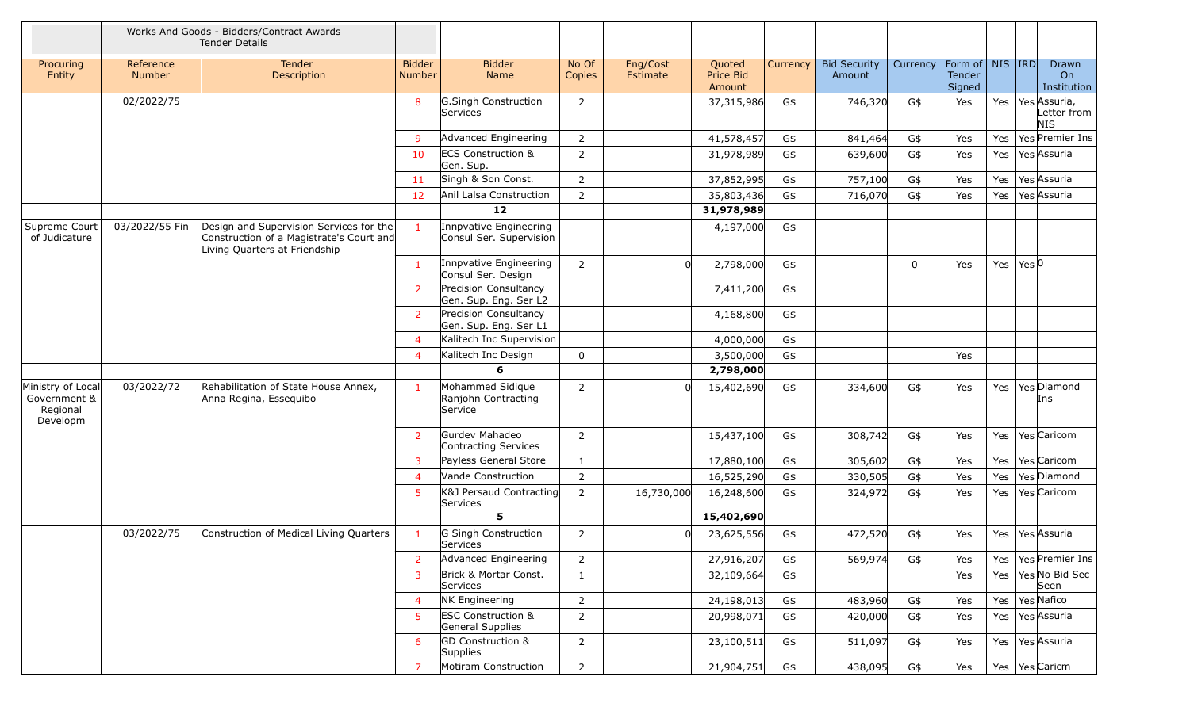| | Works And Goods - Bidders/Contract Awards Tender Details | | | | | | | | | | | | | |
|---|---|---|---|---|---|---|---|---|---|---|---|---|---|---|
| Procuring Entity | Reference Number | Tender Description | Bidder Number | Bidder Name | No Of Copies | Eng/Cost Estimate | Quoted Price Bid Amount | Currency | Bid Security Amount | Currency | Form of Tender Signed | NIS | IRD | Drawn On Institution |
| | 02/2022/75 | | 8 | G.Singh Construction Services | 2 | | 37,315,986 | G$ | 746,320 | G$ | Yes | Yes | Yes | Assuria, Letter from NIS |
| | | | 9 | Advanced Engineering | 2 | | 41,578,457 | G$ | 841,464 | G$ | Yes | Yes | Yes | Premier Ins |
| | | | 10 | ECS Construction & Gen. Sup. | 2 | | 31,978,989 | G$ | 639,600 | G$ | Yes | Yes | Yes | Assuria |
| | | | 11 | Singh & Son Const. | 2 | | 37,852,995 | G$ | 757,100 | G$ | Yes | Yes | Yes | Assuria |
| | | | 12 | Anil Lalsa Construction | 2 | | 35,803,436 | G$ | 716,070 | G$ | Yes | Yes | Yes | Assuria |
| | | | | **12** | | | **31,978,989** | | | | | | | |
| Supreme Court of Judicature | 03/2022/55 Fin | Design and Supervision Services for the Construction of a Magistrate's Court and Living Quarters at Friendship | 1 | Innpvative Engineering Consul Ser. Supervision | | | 4,197,000 | G$ | | | | | | |
| | | | 1 | Innpvative Engineering Consul Ser. Design | 2 | 0 | 2,798,000 | G$ | | 0 | Yes | Yes | Yes | 0 |
| | | | 2 | Precision Consultancy Gen. Sup. Eng. Ser L2 | | | 7,411,200 | G$ | | | | | | |
| | | | 2 | Precision Consultancy Gen. Sup. Eng. Ser L1 | | | 4,168,800 | G$ | | | | | | |
| | | | 4 | Kalitech Inc Supervision | | | 4,000,000 | G$ | | | | | | |
| | | | 4 | Kalitech Inc Design | 0 | | 3,500,000 | G$ | | | Yes | | | |
| | | | | **6** | | | **2,798,000** | | | | | | | |
| Ministry of Local Government & Regional Developm | 03/2022/72 | Rehabilitation of State House Annex, Anna Regina, Essequibo | 1 | Mohammed Sidique Ranjohn Contracting Service | 2 | 0 | 15,402,690 | G$ | 334,600 | G$ | Yes | Yes | Yes | Diamond Ins |
| | | | 2 | Gurdev Mahadeo Contracting Services | 2 | | 15,437,100 | G$ | 308,742 | G$ | Yes | Yes | Yes | Caricom |
| | | | 3 | Payless General Store | 1 | | 17,880,100 | G$ | 305,602 | G$ | Yes | Yes | Yes | Caricom |
| | | | 4 | Vande Construction | 2 | | 16,525,290 | G$ | 330,505 | G$ | Yes | Yes | Yes | Diamond |
| | | | 5 | K&J Persaud Contracting Services | 2 | 16,730,000 | 16,248,600 | G$ | 324,972 | G$ | Yes | Yes | Yes | Caricom |
| | | | | **5** | | | **15,402,690** | | | | | | | |
| | 03/2022/75 | Construction of Medical Living Quarters | 1 | G Singh Construction Services | 2 | 0 | 23,625,556 | G$ | 472,520 | G$ | Yes | Yes | Yes | Assuria |
| | | | 2 | Advanced Engineering | 2 | | 27,916,207 | G$ | 569,974 | G$ | Yes | Yes | Yes | Premier Ins |
| | | | 3 | Brick & Mortar Const. Services | 1 | | 32,109,664 | G$ | | | Yes | Yes | Yes | No Bid Sec Seen |
| | | | 4 | NK Engineering | 2 | | 24,198,013 | G$ | 483,960 | G$ | Yes | Yes | Yes | Nafico |
| | | | 5 | ESC Construction & General Supplies | 2 | | 20,998,071 | G$ | 420,000 | G$ | Yes | Yes | Yes | Assuria |
| | | | 6 | GD Construction & Supplies | 2 | | 23,100,511 | G$ | 511,097 | G$ | Yes | Yes | Yes | Assuria |
| | | | 7 | Motiram Construction | 2 | | 21,904,751 | G$ | 438,095 | G$ | Yes | Yes | Yes | Caricm |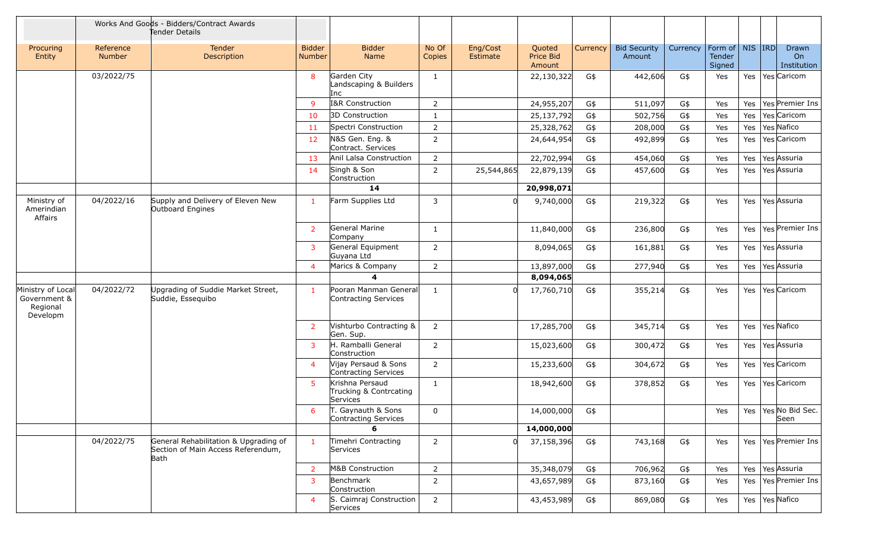| | | Works And Goods - Bidders/Contract Awards Tender Details | | | | | | | | | | | | |
|---|---|---|---|---|---|---|---|---|---|---|---|---|---|---|
| Procuring Entity | Reference Number | Tender Description | Bidder Number | Bidder Name | No Of Copies | Eng/Cost Estimate | Quoted Price Bid Amount | Currency | Bid Security Amount | Currency | Form of Tender Signed | NIS | IRD | Drawn On Institution |
| | 03/2022/75 | | 8 | Garden City Landscaping & Builders Inc | 1 | | 22,130,322 | G$ | 442,606 | G$ | Yes | Yes | Yes | Caricom |
| | | | 9 | I&R Construction | 2 | | 24,955,207 | G$ | 511,097 | G$ | Yes | Yes | Yes | Premier Ins |
| | | | 10 | 3D Construction | 1 | | 25,137,792 | G$ | 502,756 | G$ | Yes | Yes | Yes | Caricom |
| | | | 11 | Spectri Construction | 2 | | 25,328,762 | G$ | 208,000 | G$ | Yes | Yes | Yes | Nafico |
| | | | 12 | N&S Gen. Eng. & Contract. Services | 2 | | 24,644,954 | G$ | 492,899 | G$ | Yes | Yes | Yes | Caricom |
| | | | 13 | Anil Lalsa Construction | 2 | | 22,702,994 | G$ | 454,060 | G$ | Yes | Yes | Yes | Assuria |
| | | | 14 | Singh & Son Construction | 2 | 25,544,865 | 22,879,139 | G$ | 457,600 | G$ | Yes | Yes | Yes | Assuria |
| | | | | **14** | | | **20,998,071** | | | | | | | |
| Ministry of Amerindian Affairs | 04/2022/16 | Supply and Delivery of Eleven New Outboard Engines | 1 | Farm Supplies Ltd | 3 | 0 | 9,740,000 | G$ | 219,322 | G$ | Yes | Yes | Yes | Assuria |
| | | | 2 | General Marine Company | 1 | | 11,840,000 | G$ | 236,800 | G$ | Yes | Yes | Yes | Premier Ins |
| | | | 3 | General Equipment Guyana Ltd | 2 | | 8,094,065 | G$ | 161,881 | G$ | Yes | Yes | Yes | Assuria |
| | | | 4 | Marics & Company | 2 | | 13,897,000 | G$ | 277,940 | G$ | Yes | Yes | Yes | Assuria |
| | | | | **4** | | | **8,094,065** | | | | | | | |
| Ministry of Local Government & Regional Developm | 04/2022/72 | Upgrading of Suddie Market Street, Suddie, Essequibo | 1 | Pooran Manman General Contracting Services | 1 | 0 | 17,760,710 | G$ | 355,214 | G$ | Yes | Yes | Yes | Caricom |
| | | | 2 | Vishturbo Contracting & Gen. Sup. | 2 | | 17,285,700 | G$ | 345,714 | G$ | Yes | Yes | Yes | Nafico |
| | | | 3 | H. Ramballi General Construction | 2 | | 15,023,600 | G$ | 300,472 | G$ | Yes | Yes | Yes | Assuria |
| | | | 4 | Vijay Persaud & Sons Contracting Services | 2 | | 15,233,600 | G$ | 304,672 | G$ | Yes | Yes | Yes | Caricom |
| | | | 5 | Krishna Persaud Trucking & Contrcating Services | 1 | | 18,942,600 | G$ | 378,852 | G$ | Yes | Yes | Yes | Caricom |
| | | | 6 | T. Gaynauth & Sons Contracting Services | 0 | | 14,000,000 | G$ | | | Yes | Yes | Yes | No Bid Sec. Seen |
| | | | | **6** | | | **14,000,000** | | | | | | | |
| | 04/2022/75 | General Rehabilitation & Upgrading of Section of Main Access Referendum, Bath | 1 | Timehri Contracting Services | 2 | 0 | 37,158,396 | G$ | 743,168 | G$ | Yes | Yes | Yes | Premier Ins |
| | | | 2 | M&B Construction | 2 | | 35,348,079 | G$ | 706,962 | G$ | Yes | Yes | Yes | Assuria |
| | | | 3 | Benchmark Construction | 2 | | 43,657,989 | G$ | 873,160 | G$ | Yes | Yes | Yes | Premier Ins |
| | | | 4 | S. Caimraj Construction Services | 2 | | 43,453,989 | G$ | 869,080 | G$ | Yes | Yes | Yes | Nafico |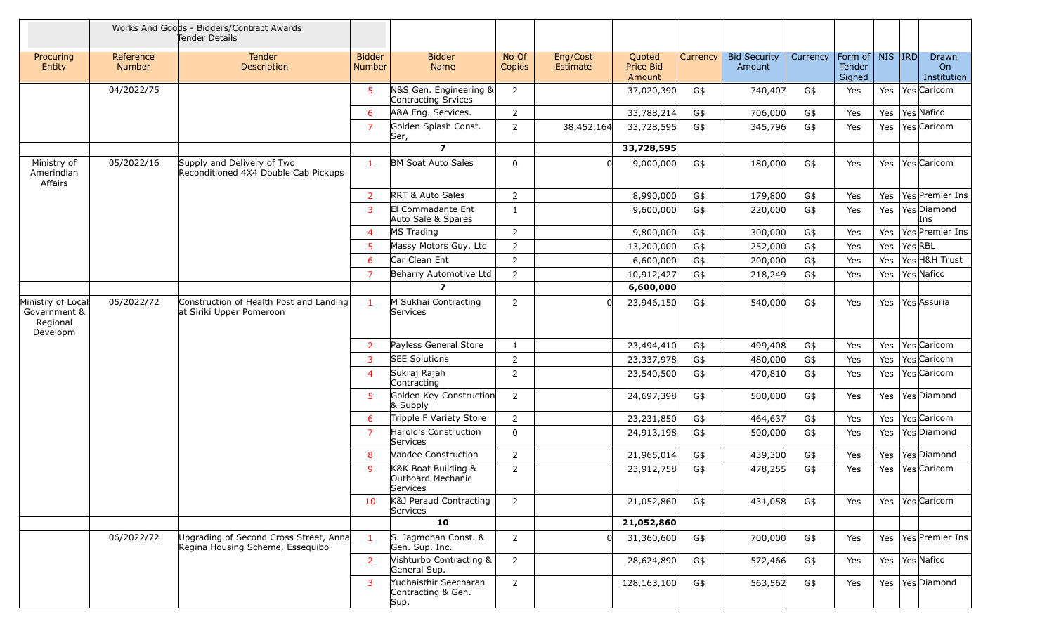| | Works And Goods - Bidders/Contract Awards Tender Details | | | | | | | | | | | | | |
|---|---|---|---|---|---|---|---|---|---|---|---|---|---|---|
| Procuring Entity | Reference Number | Tender Description | Bidder Number | Bidder Name | No Of Copies | Eng/Cost Estimate | Quoted Price Bid Amount | Currency | Bid Security Amount | Currency | Form of Tender Signed | NIS | IRD | Drawn On Institution |
| | 04/2022/75 | | 5 | N&S Gen. Engineering & Contracting Srvices | 2 | | 37,020,390 | G$ | 740,407 | G$ | Yes | Yes | Yes | Caricom |
| | | | 6 | A&A Eng. Services. | 2 | | 33,788,214 | G$ | 706,000 | G$ | Yes | Yes | Yes | Nafico |
| | | | 7 | Golden Splash Const. Ser, | 2 | 38,452,164 | 33,728,595 | G$ | 345,796 | G$ | Yes | Yes | Yes | Caricom |
| | | | | 7 | | | 33,728,595 | | | | | | | |
| Ministry of Amerindian Affairs | 05/2022/16 | Supply and Delivery of Two Reconditioned 4X4 Double Cab Pickups | 1 | BM Soat Auto Sales | 0 | 0 | 9,000,000 | G$ | 180,000 | G$ | Yes | Yes | Yes | Caricom |
| | | | 2 | RRT & Auto Sales | 2 | | 8,990,000 | G$ | 179,800 | G$ | Yes | Yes | Yes | Premier Ins |
| | | | 3 | El Commadante Ent Auto Sale & Spares | 1 | | 9,600,000 | G$ | 220,000 | G$ | Yes | Yes | Yes | Diamond Ins |
| | | | 4 | MS Trading | 2 | | 9,800,000 | G$ | 300,000 | G$ | Yes | Yes | Yes | Premier Ins |
| | | | 5 | Massy Motors Guy. Ltd | 2 | | 13,200,000 | G$ | 252,000 | G$ | Yes | Yes | Yes | RBL |
| | | | 6 | Car Clean Ent | 2 | | 6,600,000 | G$ | 200,000 | G$ | Yes | Yes | Yes | H&H Trust |
| | | | 7 | Beharry Automotive Ltd | 2 | | 10,912,427 | G$ | 218,249 | G$ | Yes | Yes | Yes | Nafico |
| | | | | 7 | | | 6,600,000 | | | | | | | |
| Ministry of Local Government & Regional Developm | 05/2022/72 | Construction of Health Post and Landing at Siriki Upper Pomeroon | 1 | M Sukhai Contracting Services | 2 | 0 | 23,946,150 | G$ | 540,000 | G$ | Yes | Yes | Yes | Assuria |
| | | | 2 | Payless General Store | 1 | | 23,494,410 | G$ | 499,408 | G$ | Yes | Yes | Yes | Caricom |
| | | | 3 | SEE Solutions | 2 | | 23,337,978 | G$ | 480,000 | G$ | Yes | Yes | Yes | Caricom |
| | | | 4 | Sukraj Rajah Contracting | 2 | | 23,540,500 | G$ | 470,810 | G$ | Yes | Yes | Yes | Caricom |
| | | | 5 | Golden Key Construction & Supply | 2 | | 24,697,398 | G$ | 500,000 | G$ | Yes | Yes | Yes | Diamond |
| | | | 6 | Tripple F Variety Store | 2 | | 23,231,850 | G$ | 464,637 | G$ | Yes | Yes | Yes | Caricom |
| | | | 7 | Harold's Construction Services | 0 | | 24,913,198 | G$ | 500,000 | G$ | Yes | Yes | Yes | Diamond |
| | | | 8 | Vandee Construction | 2 | | 21,965,014 | G$ | 439,300 | G$ | Yes | Yes | Yes | Diamond |
| | | | 9 | K&K Boat Building & Outboard Mechanic Services | 2 | | 23,912,758 | G$ | 478,255 | G$ | Yes | Yes | Yes | Caricom |
| | | | 10 | K&J Peraud Contracting Services | 2 | | 21,052,860 | G$ | 431,058 | G$ | Yes | Yes | Yes | Caricom |
| | | | | 10 | | | 21,052,860 | | | | | | | |
| | 06/2022/72 | Upgrading of Second Cross Street, Anna Regina Housing Scheme, Essequibo | 1 | S. Jagmohan Const. & Gen. Sup. Inc. | 2 | 0 | 31,360,600 | G$ | 700,000 | G$ | Yes | Yes | Yes | Premier Ins |
| | | | 2 | Vishturbo Contracting & General Sup. | 2 | | 28,624,890 | G$ | 572,466 | G$ | Yes | Yes | Yes | Nafico |
| | | | 3 | Yudhaisthir Seecharan Contracting & Gen. Sup. | 2 | | 128,163,100 | G$ | 563,562 | G$ | Yes | Yes | Yes | Diamond |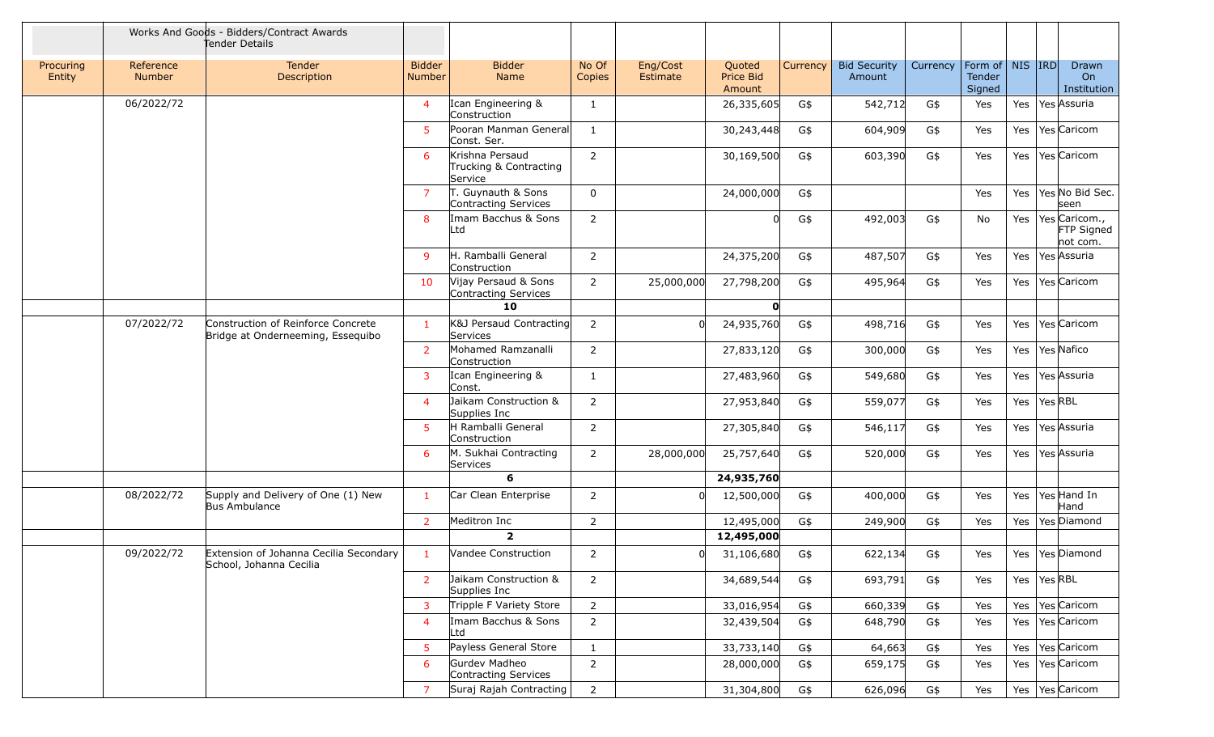| | Works And Goods - Bidders/Contract Awards Tender Details | | | | | | | | | | | | | | |
|---|---|---|---|---|---|---|---|---|---|---|---|---|---|---|---|
| Procuring Entity | Reference Number | Tender Description | Bidder Number | Bidder Name | No Of Copies | Eng/Cost Estimate | Quoted Price Bid Amount | Currency | Bid Security Amount | Currency | Form of Tender Signed | NIS | IRD | Drawn On Institution |
| | 06/2022/72 | | 4 | Ican Engineering & Construction | 1 | | 26,335,605 | G$ | 542,712 | G$ | Yes | Yes | Yes | Assuria |
| | | | 5 | Pooran Manman General Const. Ser. | 1 | | 30,243,448 | G$ | 604,909 | G$ | Yes | Yes | Yes | Caricom |
| | | | 6 | Krishna Persaud Trucking & Contracting Service | 2 | | 30,169,500 | G$ | 603,390 | G$ | Yes | Yes | Yes | Caricom |
| | | | 7 | T. Guynauth & Sons Contracting Services | 0 | | 24,000,000 | G$ | | | Yes | Yes | Yes | No Bid Sec. seen |
| | | | 8 | Imam Bacchus & Sons Ltd | 2 | | 0 | G$ | 492,003 | G$ | No | Yes | Yes | Caricom., FTP Signed not com. |
| | | | 9 | H. Ramballi General Construction | 2 | | 24,375,200 | G$ | 487,507 | G$ | Yes | Yes | Yes | Assuria |
| | | | 10 | Vijay Persaud & Sons Contracting Services | 2 | 25,000,000 | 27,798,200 | G$ | 495,964 | G$ | Yes | Yes | Yes | Caricom |
| | | | | **10** | | | **0** | | | | | | | |
| | 07/2022/72 | Construction of Reinforce Concrete Bridge at Onderneeming, Essequibo | 1 | K&J Persaud Contracting Services | 2 | 0 | 24,935,760 | G$ | 498,716 | G$ | Yes | Yes | Yes | Caricom |
| | | | 2 | Mohamed Ramzanalli Construction | 2 | | 27,833,120 | G$ | 300,000 | G$ | Yes | Yes | Yes | Nafico |
| | | | 3 | Ican Engineering & Const. | 1 | | 27,483,960 | G$ | 549,680 | G$ | Yes | Yes | Yes | Assuria |
| | | | 4 | Jaikam Construction & Supplies Inc | 2 | | 27,953,840 | G$ | 559,077 | G$ | Yes | Yes | Yes | RBL |
| | | | 5 | H Ramballi General Construction | 2 | | 27,305,840 | G$ | 546,117 | G$ | Yes | Yes | Yes | Assuria |
| | | | 6 | M. Sukhai Contracting Services | 2 | 28,000,000 | 25,757,640 | G$ | 520,000 | G$ | Yes | Yes | Yes | Assuria |
| | | | | **6** | | | **24,935,760** | | | | | | | |
| | 08/2022/72 | Supply and Delivery of One (1) New Bus Ambulance | 1 | Car Clean Enterprise | 2 | 0 | 12,500,000 | G$ | 400,000 | G$ | Yes | Yes | Yes | Hand In Hand |
| | | | 2 | Meditron Inc | 2 | | 12,495,000 | G$ | 249,900 | G$ | Yes | Yes | Yes | Diamond |
| | | | | **2** | | | **12,495,000** | | | | | | | |
| | 09/2022/72 | Extension of Johanna Cecilia Secondary School, Johanna Cecilia | 1 | Vandee Construction | 2 | 0 | 31,106,680 | G$ | 622,134 | G$ | Yes | Yes | Yes | Diamond |
| | | | 2 | Jaikam Construction & Supplies Inc | 2 | | 34,689,544 | G$ | 693,791 | G$ | Yes | Yes | Yes | RBL |
| | | | 3 | Tripple F Variety Store | 2 | | 33,016,954 | G$ | 660,339 | G$ | Yes | Yes | Yes | Caricom |
| | | | 4 | Imam Bacchus & Sons Ltd | 2 | | 32,439,504 | G$ | 648,790 | G$ | Yes | Yes | Yes | Caricom |
| | | | 5 | Payless General Store | 1 | | 33,733,140 | G$ | 64,663 | G$ | Yes | Yes | Yes | Caricom |
| | | | 6 | Gurdev Madheo Contracting Services | 2 | | 28,000,000 | G$ | 659,175 | G$ | Yes | Yes | Yes | Caricom |
| | | | 7 | Suraj Rajah Contracting | 2 | | 31,304,800 | G$ | 626,096 | G$ | Yes | Yes | Yes | Caricom |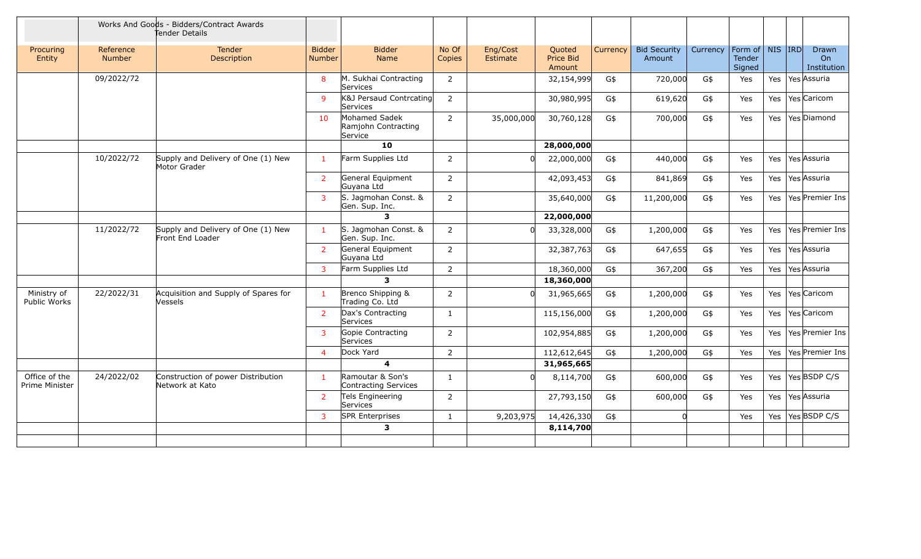| | Works And Goods - Bidders/Contract Awards Tender Details | | | | | | | | | | | | | |
|---|---|---|---|---|---|---|---|---|---|---|---|---|---|---|
| Procuring Entity | Reference Number | Tender Description | Bidder Number | Bidder Name | No Of Copies | Eng/Cost Estimate | Quoted Price Bid Amount | Currency | Bid Security Amount | Currency | Form of Tender Signed | NIS | IRD | Drawn On Institution |
| | 09/2022/72 | | 8 | M. Sukhai Contracting Services | 2 | | 32,154,999 | G$ | 720,000 | G$ | Yes | Yes | Yes | Assuria |
| | | | 9 | K&J Persaud Contrcating Services | 2 | | 30,980,995 | G$ | 619,620 | G$ | Yes | Yes | Yes | Caricom |
| | | | 10 | Mohamed Sadek Ramjohn Contracting Service | 2 | 35,000,000 | 30,760,128 | G$ | 700,000 | G$ | Yes | Yes | Yes | Diamond |
| | | | | **10** | | | **28,000,000** | | | | | | | |
| | 10/2022/72 | Supply and Delivery of One (1) New Motor Grader | 1 | Farm Supplies Ltd | 2 | 0 | 22,000,000 | G$ | 440,000 | G$ | Yes | Yes | Yes | Assuria |
| | | | 2 | General Equipment Guyana Ltd | 2 | | 42,093,453 | G$ | 841,869 | G$ | Yes | Yes | Yes | Assuria |
| | | | 3 | S. Jagmohan Const. & Gen. Sup. Inc. | 2 | | 35,640,000 | G$ | 11,200,000 | G$ | Yes | Yes | Yes | Premier Ins |
| | | | | **3** | | | **22,000,000** | | | | | | | |
| | 11/2022/72 | Supply and Delivery of One (1) New Front End Loader | 1 | S. Jagmohan Const. & Gen. Sup. Inc. | 2 | 0 | 33,328,000 | G$ | 1,200,000 | G$ | Yes | Yes | Yes | Premier Ins |
| | | | 2 | General Equipment Guyana Ltd | 2 | | 32,387,763 | G$ | 647,655 | G$ | Yes | Yes | Yes | Assuria |
| | | | 3 | Farm Supplies Ltd | 2 | | 18,360,000 | G$ | 367,200 | G$ | Yes | Yes | Yes | Assuria |
| | | | | **3** | | | **18,360,000** | | | | | | | |
| Ministry of Public Works | 22/2022/31 | Acquisition and Supply of Spares for Vessels | 1 | Brenco Shipping & Trading Co. Ltd | 2 | 0 | 31,965,665 | G$ | 1,200,000 | G$ | Yes | Yes | Yes | Caricom |
| | | | 2 | Dax's Contracting Services | 1 | | 115,156,000 | G$ | 1,200,000 | G$ | Yes | Yes | Yes | Caricom |
| | | | 3 | Gopie Contracting Services | 2 | | 102,954,885 | G$ | 1,200,000 | G$ | Yes | Yes | Yes | Premier Ins |
| | | | 4 | Dock Yard | 2 | | 112,612,645 | G$ | 1,200,000 | G$ | Yes | Yes | Yes | Premier Ins |
| | | | | **4** | | | **31,965,665** | | | | | | | |
| Office of the Prime Minister | 24/2022/02 | Construction of power Distribution Network at Kato | 1 | Ramoutar & Son's Contracting Services | 1 | 0 | 8,114,700 | G$ | 600,000 | G$ | Yes | Yes | Yes | BSDP C/S |
| | | | 2 | Tels Engineering Services | 2 | | 27,793,150 | G$ | 600,000 | G$ | Yes | Yes | Yes | Assuria |
| | | | 3 | SPR Enterprises | 1 | 9,203,975 | 14,426,330 | G$ | 0 | | Yes | Yes | Yes | BSDP C/S |
| | | | | **3** | | | **8,114,700** | | | | | | | |